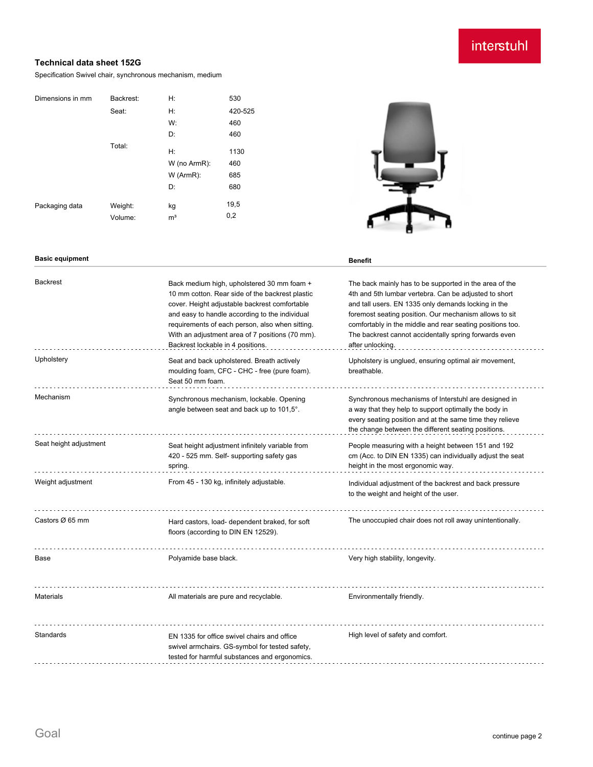interstuhl

# Technical data sheet 152G

Specification Swivel chair, synchronous mechanism, medium

| Dimensions in mm | Backrest: | H: | 530 |
|---|---|---|---|
| | Seat: | H: | 420-525 |
| | | W: | 460 |
| | | D: | 460 |
| | Total: | H: | 1130 |
| | | W (no ArmR): | 460 |
| | | W (ArmR): | 685 |
| | | D: | 680 |
| Packaging data | Weight: | kg | 19,5 |
| | Volume: | m³ | 0,2 |

| Basic equipment | | Benefit |
|---|---|---|
| Backrest | Back medium high, upholstered 30 mm foam + 10 mm cotton. Rear side of the backrest plastic cover. Height adjustable backrest comfortable and easy to handle according to the individual requirements of each person, also when sitting. With an adjustment area of 7 positions (70 mm). Backrest lockable in 4 positions. | The back mainly has to be supported in the area of the 4th and 5th lumbar vertebra. Can be adjusted to short and tall users. EN 1335 only demands locking in the foremost seating position. Our mechanism allows to sit comfortably in the middle and rear seating positions too. The backrest cannot accidentally spring forwards even after unlocking. |
| Upholstery | Seat and back upholstered. Breath actively moulding foam, CFC - CHC - free (pure foam). Seat 50 mm foam. | Upholstery is unglued, ensuring optimal air movement, breathable. |
| Mechanism | Synchronous mechanism, lockable. Opening angle between seat and back up to 101,5°. | Synchronous mechanisms of Interstuhl are designed in a way that they help to support optimally the body in every seating position and at the same time they relieve the change between the different seating positions. |
| Seat height adjustment | Seat height adjustment infinitely variable from 420 - 525 mm. Self- supporting safety gas spring. | People measuring with a height between 151 and 192 cm (Acc. to DIN EN 1335) can individually adjust the seat height in the most ergonomic way. |
| Weight adjustment | From 45 - 130 kg, infinitely adjustable. | Individual adjustment of the backrest and back pressure to the weight and height of the user. |
| Castors Ø 65 mm | Hard castors, load- dependent braked, for soft floors (according to DIN EN 12529). | The unoccupied chair does not roll away unintentionally. |
| Base | Polyamide base black. | Very high stability, longevity. |
| Materials | All materials are pure and recyclable. | Environmentally friendly. |
| Standards | EN 1335 for office swivel chairs and office swivel armchairs. GS-symbol for tested safety, tested for harmful substances and ergonomics. | High level of safety and comfort. |

Goal

continue page 2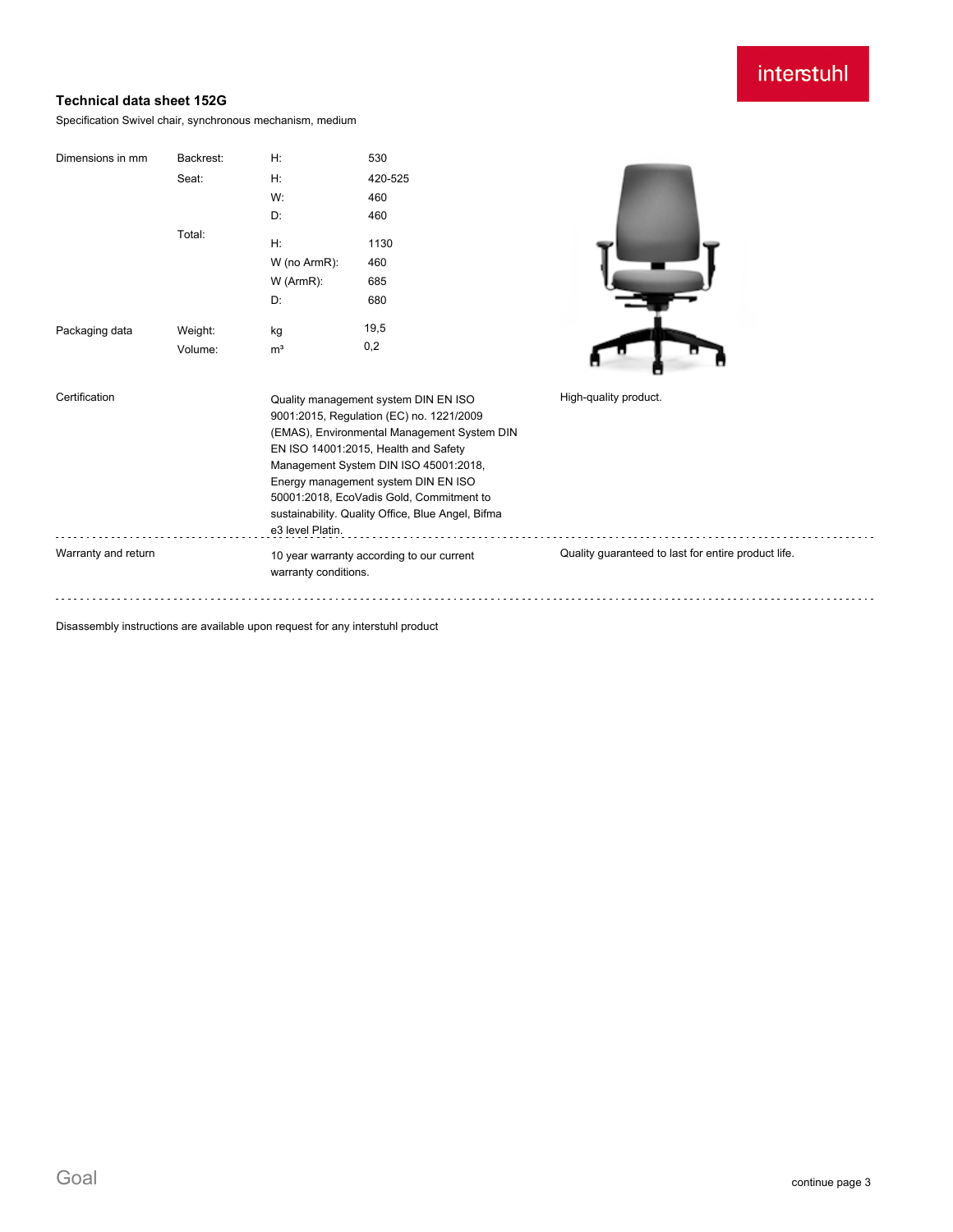interstuhl

### Technical data sheet 152G

Specification Swivel chair, synchronous mechanism, medium

| Dimensions in mm | Backrest: | H: | 530 |
|---|---|---|---|
| | Seat: | H: | 420-525 |
| | | W: | 460 |
| | | D: | 460 |
| | Total: | H: | 1130 |
| | | W (no ArmR): | 460 |
| | | W (ArmR): | 685 |
| | | D: | 680 |
| Packaging data | Weight: | kg | 19,5 |
| | Volume: | m³ | 0,2 |

| | | |
|---|---|---|
| Certification | Quality management system DIN EN ISO 9001:2015, Regulation (EC) no. 1221/2009 (EMAS), Environmental Management System DIN EN ISO 14001:2015, Health and Safety Management System DIN ISO 45001:2018, Energy management system DIN EN ISO 50001:2018, EcoVadis Gold, Commitment to sustainability. Quality Office, Blue Angel, Bifma e3 level Platin. | High-quality product. |
| Warranty and return | 10 year warranty according to our current warranty conditions. | Quality guaranteed to last for entire product life. |

Disassembly instructions are available upon request for any interstuhl product

Goal

continue page 3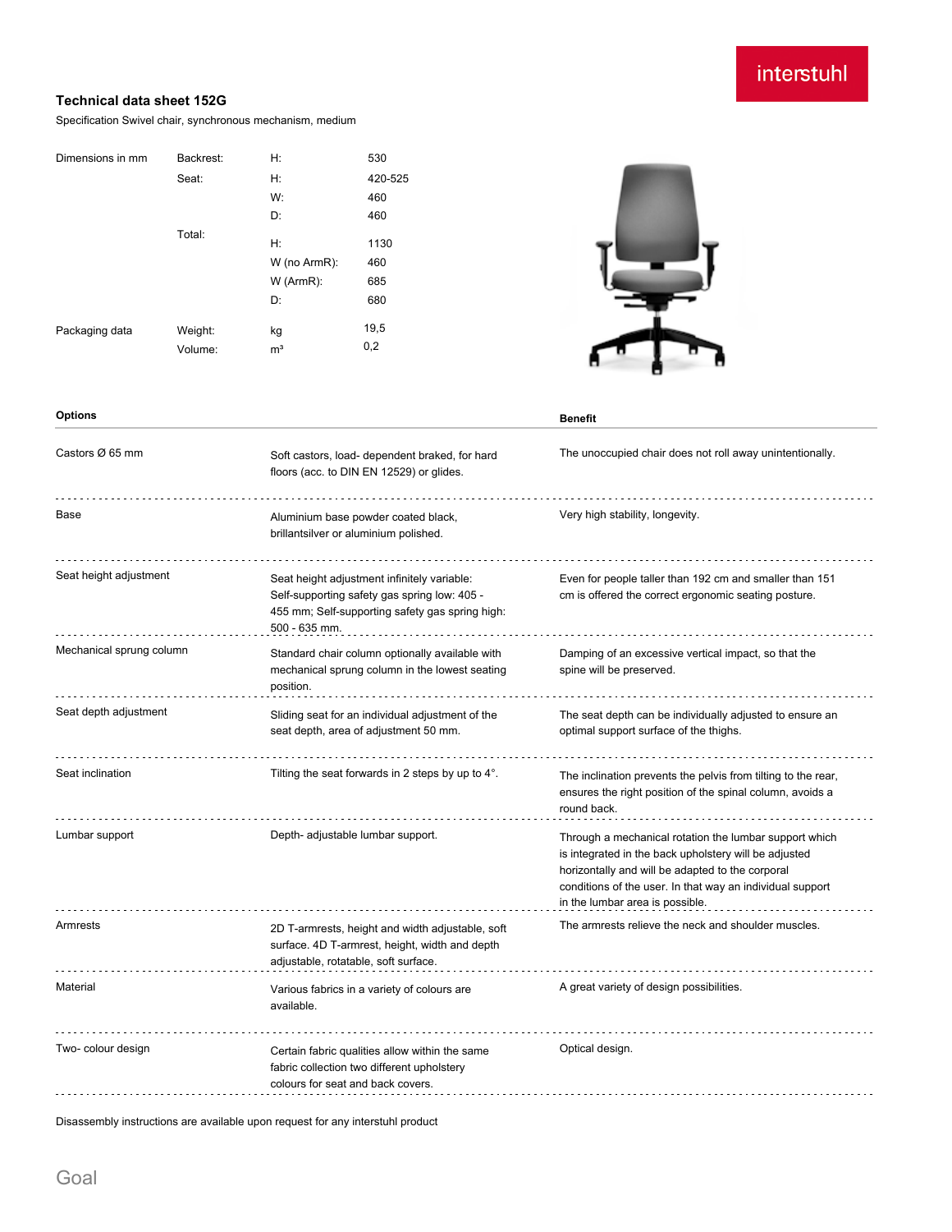interstuhl

# Technical data sheet 152G

Specification Swivel chair, synchronous mechanism, medium

| | | | |
|---|---|---|---|
| Dimensions in mm | Backrest: | H: | 530 |
| | Seat: | H: | 420-525 |
| | | W: | 460 |
| | | D: | 460 |
| | Total: | H: | 1130 |
| | | W (no ArmR): | 460 |
| | | W (ArmR): | 685 |
| | | D: | 680 |
| Packaging data | Weight: | kg | 19,5 |
| | Volume: | m³ | 0,2 |

| Options | | Benefit |
|---|---|---|
| Castors Ø 65 mm | Soft castors, load- dependent braked, for hard floors (acc. to DIN EN 12529) or glides. | The unoccupied chair does not roll away unintentionally. |
| Base | Aluminium base powder coated black, brillantsilver or aluminium polished. | Very high stability, longevity. |
| Seat height adjustment | Seat height adjustment infinitely variable: Self-supporting safety gas spring low: 405 - 455 mm; Self-supporting safety gas spring high: 500 - 635 mm. | Even for people taller than 192 cm and smaller than 151 cm is offered the correct ergonomic seating posture. |
| Mechanical sprung column | Standard chair column optionally available with mechanical sprung column in the lowest seating position. | Damping of an excessive vertical impact, so that the spine will be preserved. |
| Seat depth adjustment | Sliding seat for an individual adjustment of the seat depth, area of adjustment 50 mm. | The seat depth can be individually adjusted to ensure an optimal support surface of the thighs. |
| Seat inclination | Tilting the seat forwards in 2 steps by up to 4°. | The inclination prevents the pelvis from tilting to the rear, ensures the right position of the spinal column, avoids a round back. |
| Lumbar support | Depth- adjustable lumbar support. | Through a mechanical rotation the lumbar support which is integrated in the back upholstery will be adjusted horizontally and will be adapted to the corporal conditions of the user. In that way an individual support in the lumbar area is possible. |
| Armrests | 2D T-armrests, height and width adjustable, soft surface. 4D T-armrest, height, width and depth adjustable, rotatable, soft surface. | The armrests relieve the neck and shoulder muscles. |
| Material | Various fabrics in a variety of colours are available. | A great variety of design possibilities. |
| Two- colour design | Certain fabric qualities allow within the same fabric collection two different upholstery colours for seat and back covers. | Optical design. |

Disassembly instructions are available upon request for any interstuhl product

Goal